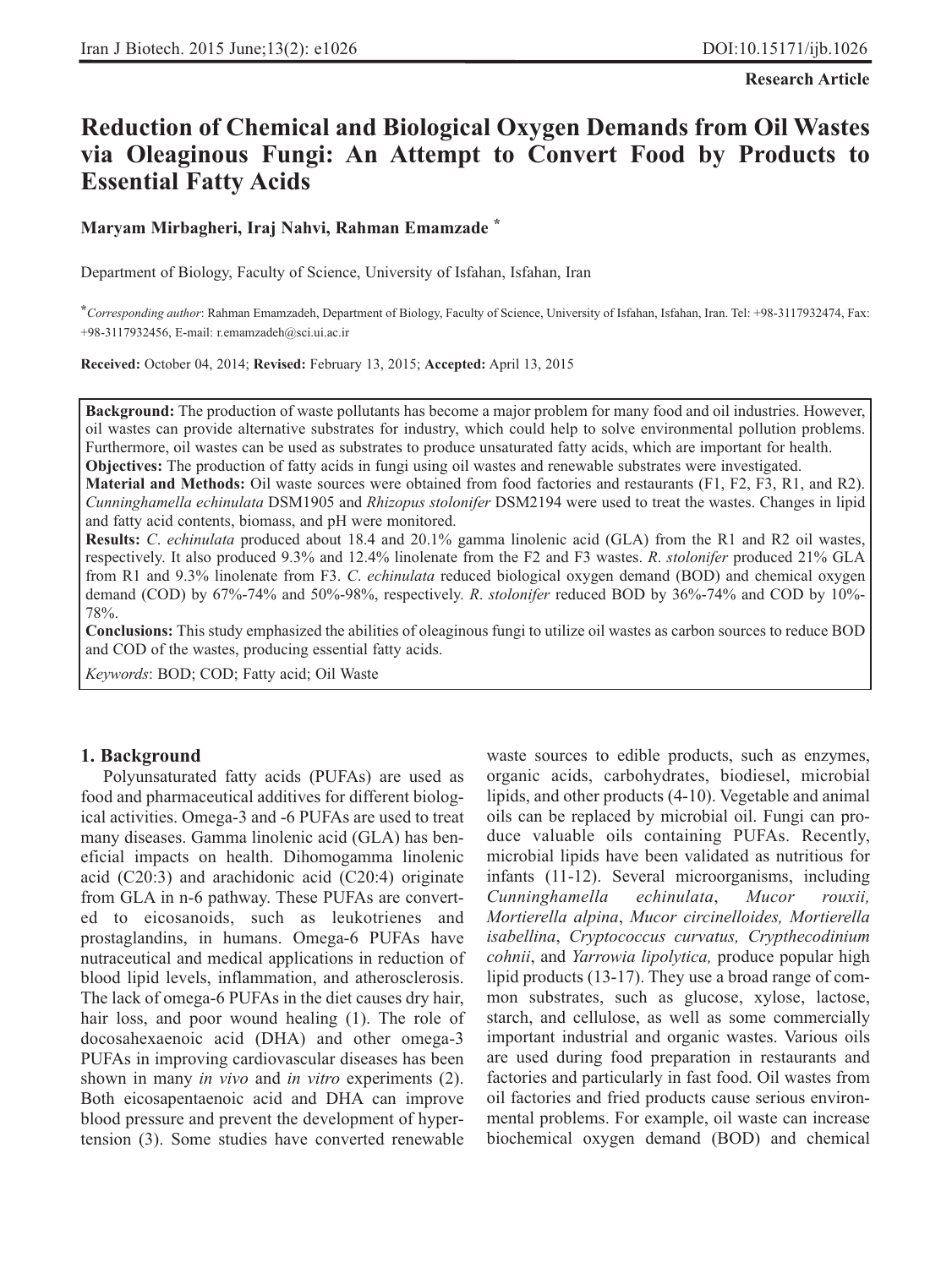**Research Article**

# Reduction of Chemical and Biological Oxygen Demands from Oil Wastes via Oleaginous Fungi: An Attempt to Convert Food by Products to Essential Fatty Acids

**Maryam Mirbagheri, Iraj Nahvi, Rahman Emamzade [*]**

Department of Biology, Faculty of Science, University of Isfahan, Isfahan, Iran

[*] *Corresponding author*: Rahman Emamzadeh, Department of Biology, Faculty of Science, University of Isfahan, Isfahan, Iran. Tel: +98-3117932474, Fax: +98-3117932456, E-mail: r.emamzadeh@sci.ui.ac.ir

**Received:** October 04, 2014; **Revised:** February 13, 2015; **Accepted:** April 13, 2015

**Background:** The production of waste pollutants has become a major problem for many food and oil industries. However, oil wastes can provide alternative substrates for industry, which could help to solve environmental pollution problems. Furthermore, oil wastes can be used as substrates to produce unsaturated fatty acids, which are important for health.

**Objectives:** The production of fatty acids in fungi using oil wastes and renewable substrates were investigated.

**Material and Methods:** Oil waste sources were obtained from food factories and restaurants (F1, F2, F3, R1, and R2). *Cunninghamella echinulata* DSM1905 and *Rhizopus stolonifer* DSM2194 were used to treat the wastes. Changes in lipid and fatty acid contents, biomass, and pH were monitored.

**Results:** *C. echinulata* produced about 18.4 and 20.1% gamma linolenic acid (GLA) from the R1 and R2 oil wastes, respectively. It also produced 9.3% and 12.4% linolenate from the F2 and F3 wastes. *R. stolonifer* produced 21% GLA from R1 and 9.3% linolenate from F3. *C. echinulata* reduced biological oxygen demand (BOD) and chemical oxygen demand (COD) by 67%-74% and 50%-98%, respectively. *R. stolonifer* reduced BOD by 36%-74% and COD by 10%-78%.

**Conclusions:** This study emphasized the abilities of oleaginous fungi to utilize oil wastes as carbon sources to reduce BOD and COD of the wastes, producing essential fatty acids.

*Keywords*: BOD; COD; Fatty acid; Oil Waste

## 1. Background

Polyunsaturated fatty acids (PUFAs) are used as food and pharmaceutical additives for different biological activities. Omega-3 and -6 PUFAs are used to treat many diseases. Gamma linolenic acid (GLA) has beneficial impacts on health. Dihomogamma linolenic acid (C20:3) and arachidonic acid (C20:4) originate from GLA in n-6 pathway. These PUFAs are converted to eicosanoids, such as leukotrienes and prostaglandins, in humans. Omega-6 PUFAs have nutraceutical and medical applications in reduction of blood lipid levels, inflammation, and atherosclerosis. The lack of omega-6 PUFAs in the diet causes dry hair, hair loss, and poor wound healing (1). The role of docosahexaenoic acid (DHA) and other omega-3 PUFAs in improving cardiovascular diseases has been shown in many *in vivo* and *in vitro* experiments (2). Both eicosapentaenoic acid and DHA can improve blood pressure and prevent the development of hypertension (3). Some studies have converted renewable waste sources to edible products, such as enzymes, organic acids, carbohydrates, biodiesel, microbial lipids, and other products (4-10). Vegetable and animal oils can be replaced by microbial oil. Fungi can produce valuable oils containing PUFAs. Recently, microbial lipids have been validated as nutritious for infants (11-12). Several microorganisms, including *Cunninghamella echinulata*, *Mucor rouxii, Mortierella alpina*, *Mucor circinelloides, Mortierella isabellina*, *Cryptococcus curvatus, Crypthecodinium cohnii*, and *Yarrowia lipolytica,* produce popular high lipid products (13-17). They use a broad range of common substrates, such as glucose, xylose, lactose, starch, and cellulose, as well as some commercially important industrial and organic wastes. Various oils are used during food preparation in restaurants and factories and particularly in fast food. Oil wastes from oil factories and fried products cause serious environmental problems. For example, oil waste can increase biochemical oxygen demand (BOD) and chemical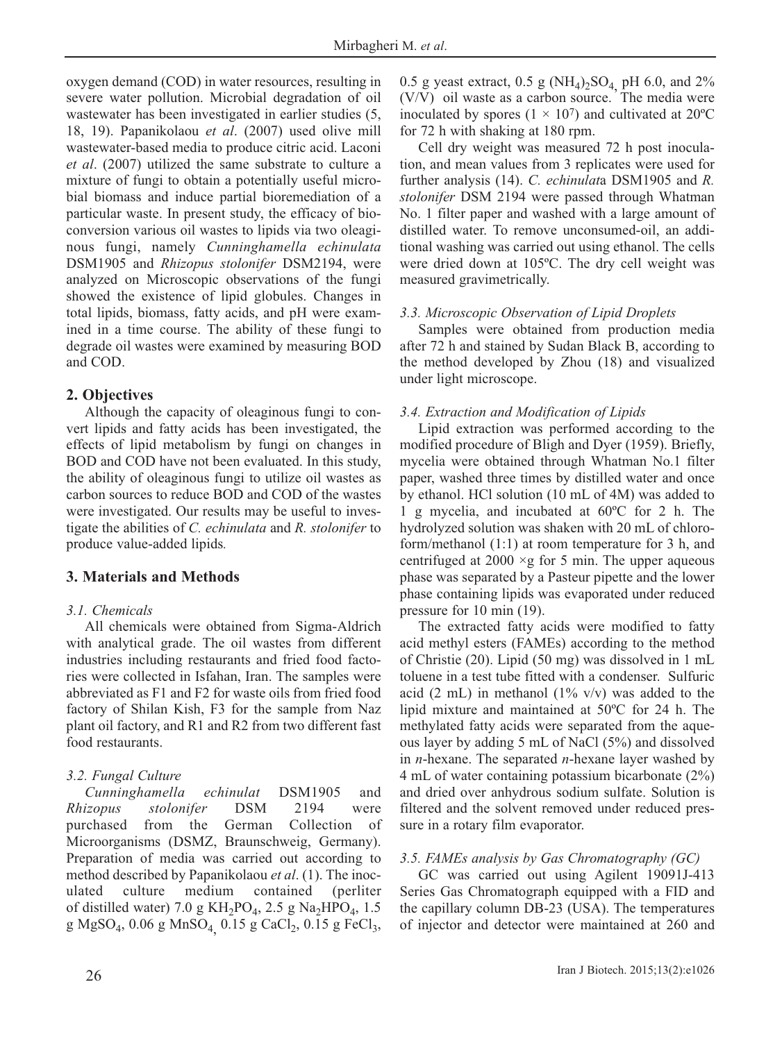oxygen demand (COD) in water resources, resulting in severe water pollution. Microbial degradation of oil wastewater has been investigated in earlier studies (5, 18, 19). Papanikolaou *et al*. (2007) used olive mill wastewater-based media to produce citric acid. Laconi *et al*. (2007) utilized the same substrate to culture a mixture of fungi to obtain a potentially useful microbial biomass and induce partial bioremediation of a particular waste. In present study, the efficacy of bioconversion various oil wastes to lipids via two oleaginous fungi, namely *Cunninghamella echinulata* DSM1905 and *Rhizopus stolonifer* DSM2194, were analyzed on Microscopic observations of the fungi showed the existence of lipid globules. Changes in total lipids, biomass, fatty acids, and pH were examined in a time course. The ability of these fungi to degrade oil wastes were examined by measuring BOD and COD.

## 2. Objectives

Although the capacity of oleaginous fungi to convert lipids and fatty acids has been investigated, the effects of lipid metabolism by fungi on changes in BOD and COD have not been evaluated. In this study, the ability of oleaginous fungi to utilize oil wastes as carbon sources to reduce BOD and COD of the wastes were investigated. Our results may be useful to investigate the abilities of *C. echinulata* and *R. stolonifer* to produce value-added lipids*.*

## 3. Materials and Methods

### *3.1. Chemicals*

All chemicals were obtained from Sigma-Aldrich with analytical grade. The oil wastes from different industries including restaurants and fried food factories were collected in Isfahan, Iran. The samples were abbreviated as F1 and F2 for waste oils from fried food factory of Shilan Kish, F3 for the sample from Naz plant oil factory, and R1 and R2 from two different fast food restaurants.

### *3.2. Fungal Culture*

*Cunninghamella echinulat* DSM1905 and *Rhizopus stolonifer* DSM 2194 were purchased from the German Collection of Microorganisms (DSMZ, Braunschweig, Germany). Preparation of media was carried out according to method described by Papanikolaou *et al*. (1). The inoculated culture medium contained (perliter of distilled water) 7.0 g $KH_2PO_4$, 2.5 g $Na_2HPO_4$, 1.5 g $MgSO_4$, 0.06 g $MnSO_4$, 0.15 g $CaCl_2$, 0.15 g $FeCl_3$, 0.5 g yeast extract, 0.5 g $(NH_4)_2SO_4$, pH 6.0, and 2% (V/V) oil waste as a carbon source. The media were inoculated by spores ($1 \times 10^7$) and cultivated at 20ºC for 72 h with shaking at 180 rpm.

Cell dry weight was measured 72 h post inoculation, and mean values from 3 replicates were used for further analysis (14). *C. echinulat*a DSM1905 and *R. stolonifer* DSM 2194 were passed through Whatman No. 1 filter paper and washed with a large amount of distilled water. To remove unconsumed-oil, an additional washing was carried out using ethanol. The cells were dried down at 105ºC. The dry cell weight was measured gravimetrically.

### *3.3. Microscopic Observation of Lipid Droplets*

Samples were obtained from production media after 72 h and stained by Sudan Black B, according to the method developed by Zhou (18) and visualized under light microscope.

### *3.4. Extraction and Modification of Lipids*

Lipid extraction was performed according to the modified procedure of Bligh and Dyer (1959). Briefly, mycelia were obtained through Whatman No.1 filter paper, washed three times by distilled water and once by ethanol. HCl solution (10 mL of 4M) was added to 1 g mycelia, and incubated at 60ºC for 2 h. The hydrolyzed solution was shaken with 20 mL of chloroform/methanol (1:1) at room temperature for 3 h, and centrifuged at 2000 ×g for 5 min. The upper aqueous phase was separated by a Pasteur pipette and the lower phase containing lipids was evaporated under reduced pressure for 10 min (19).

The extracted fatty acids were modified to fatty acid methyl esters (FAMEs) according to the method of Christie (20). Lipid (50 mg) was dissolved in 1 mL toluene in a test tube fitted with a condenser. Sulfuric acid (2 mL) in methanol (1% v/v) was added to the lipid mixture and maintained at 50ºC for 24 h. The methylated fatty acids were separated from the aqueous layer by adding 5 mL of NaCl (5%) and dissolved in *n*-hexane. The separated *n*-hexane layer washed by 4 mL of water containing potassium bicarbonate (2%) and dried over anhydrous sodium sulfate. Solution is filtered and the solvent removed under reduced pressure in a rotary film evaporator.

### *3.5. FAMEs analysis by Gas Chromatography (GC)*

GC was carried out using Agilent 19091J-413 Series Gas Chromatograph equipped with a FID and the capillary column DB-23 (USA). The temperatures of injector and detector were maintained at 260 and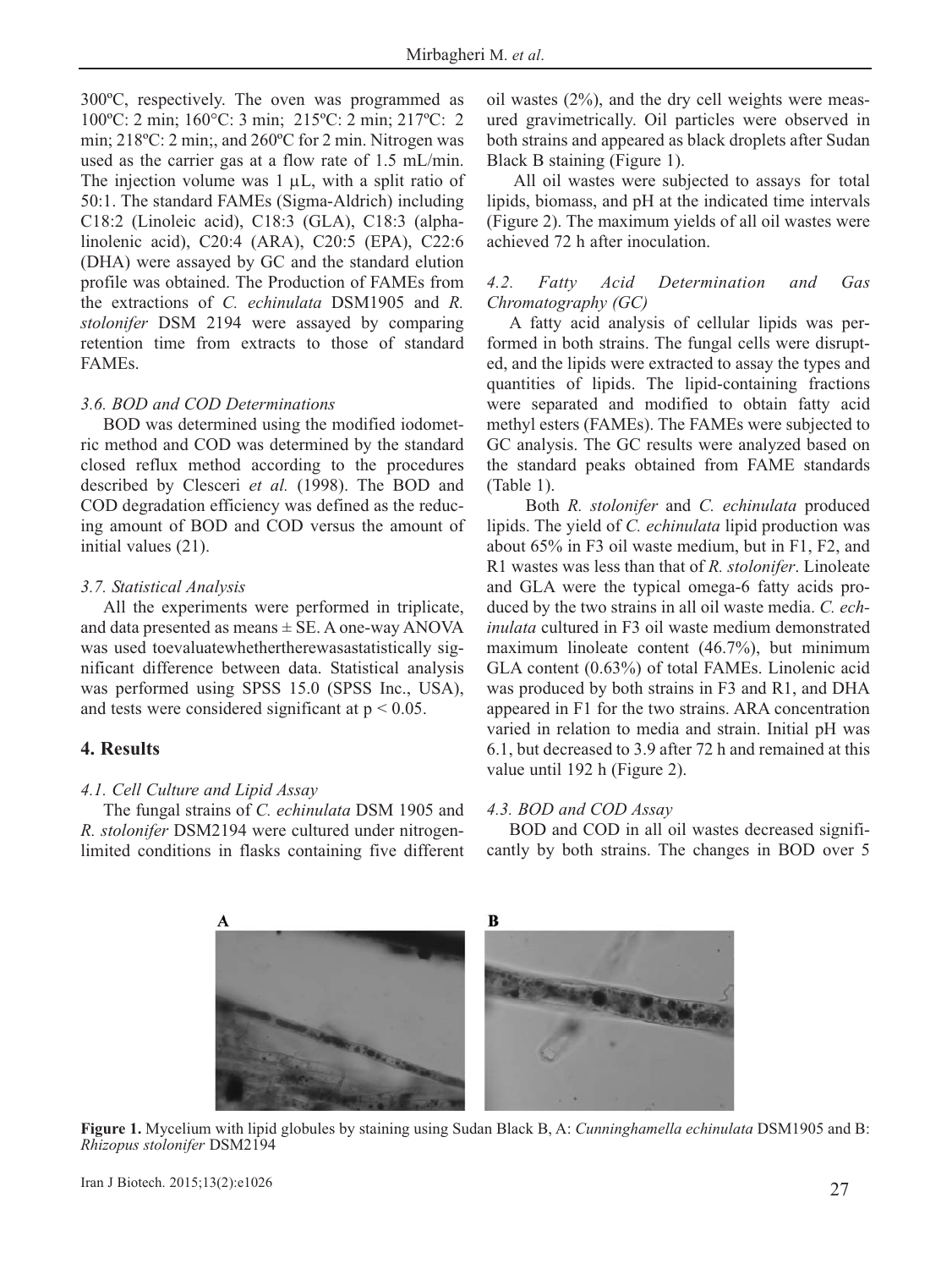300ºC, respectively. The oven was programmed as 100ºC: 2 min; 160°C: 3 min; 215ºC: 2 min; 217ºC: 2 min; 218ºC: 2 min;, and 260ºC for 2 min. Nitrogen was used as the carrier gas at a flow rate of 1.5 mL/min. The injection volume was 1 μL, with a split ratio of 50:1. The standard FAMEs (Sigma-Aldrich) including C18:2 (Linoleic acid), C18:3 (GLA), C18:3 (alpha-linolenic acid), C20:4 (ARA), C20:5 (EPA), C22:6 (DHA) were assayed by GC and the standard elution profile was obtained. The Production of FAMEs from the extractions of *C. echinulata* DSM1905 and *R. stolonifer* DSM 2194 were assayed by comparing retention time from extracts to those of standard FAMEs.

### 3.6. BOD and COD Determinations

BOD was determined using the modified iodometric method and COD was determined by the standard closed reflux method according to the procedures described by Clesceri *et al.* (1998). The BOD and COD degradation efficiency was defined as the reducing amount of BOD and COD versus the amount of initial values (21).

### 3.7. Statistical Analysis

All the experiments were performed in triplicate, and data presented as means ± SE. A one-way ANOVA was used toevaluatewhethertherewasastatistically significant difference between data. Statistical analysis was performed using SPSS 15.0 (SPSS Inc., USA), and tests were considered significant at $p < 0.05$.

## 4. Results

### 4.1. Cell Culture and Lipid Assay

The fungal strains of *C. echinulata* DSM 1905 and *R. stolonifer* DSM2194 were cultured under nitrogen-limited conditions in flasks containing five different oil wastes (2%), and the dry cell weights were measured gravimetrically. Oil particles were observed in both strains and appeared as black droplets after Sudan Black B staining (Figure 1).

All oil wastes were subjected to assays for total lipids, biomass, and pH at the indicated time intervals (Figure 2). The maximum yields of all oil wastes were achieved 72 h after inoculation.

### 4.2. Fatty Acid Determination and Gas Chromatography (GC)

A fatty acid analysis of cellular lipids was performed in both strains. The fungal cells were disrupted, and the lipids were extracted to assay the types and quantities of lipids. The lipid-containing fractions were separated and modified to obtain fatty acid methyl esters (FAMEs). The FAMEs were subjected to GC analysis. The GC results were analyzed based on the standard peaks obtained from FAME standards (Table 1).

Both *R. stolonifer* and *C. echinulata* produced lipids. The yield of *C. echinulata* lipid production was about 65% in F3 oil waste medium, but in F1, F2, and R1 wastes was less than that of *R. stolonifer*. Linoleate and GLA were the typical omega-6 fatty acids produced by the two strains in all oil waste media. *C. echinulata* cultured in F3 oil waste medium demonstrated maximum linoleate content (46.7%), but minimum GLA content (0.63%) of total FAMEs. Linolenic acid was produced by both strains in F3 and R1, and DHA appeared in F1 for the two strains. ARA concentration varied in relation to media and strain. Initial pH was 6.1, but decreased to 3.9 after 72 h and remained at this value until 192 h (Figure 2).

### 4.3. BOD and COD Assay

BOD and COD in all oil wastes decreased significantly by both strains. The changes in BOD over 5

**Figure 1.** Mycelium with lipid globules by staining using Sudan Black B, A: *Cunninghamella echinulata* DSM1905 and B: *Rhizopus stolonifer* DSM2194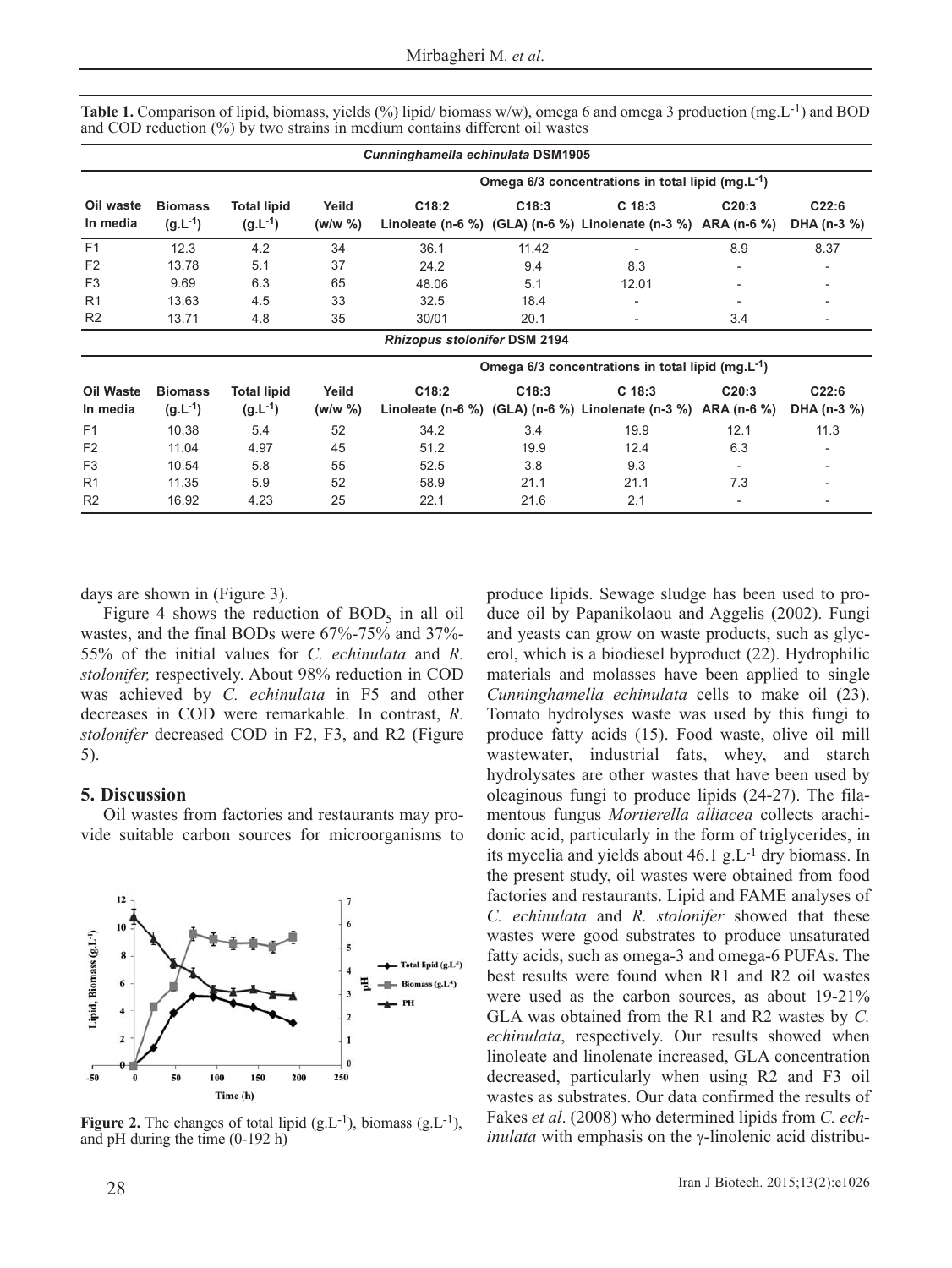**Table 1.** Comparison of lipid, biomass, yields (%) lipid/ biomass w/w), omega 6 and omega 3 production (mg.L$^{-1}$) and BOD and COD reduction (%) by two strains in medium contains different oil wastes

| *Cunninghamella echinulata* DSM1905 | | | | | | | | |
|---|---|---|---|---|---|---|---|---|
| | | | | Omega 6/3 concentrations in total lipid (mg.L$^{-1}$) | | | | |
| Oil waste In media | Biomass (g.L$^{-1}$) | Total lipid (g.L$^{-1}$) | Yeild (w/w %) | C18:2 Linoleate (n-6 %) | C18:3 (GLA) (n-6 %) | C 18:3 Linolenate (n-3 %) | C20:3 ARA (n-6 %) | C22:6 DHA (n-3 %) |
| F1 | 12.3 | 4.2 | 34 | 36.1 | 11.42 | - | 8.9 | 8.37 |
| F2 | 13.78 | 5.1 | 37 | 24.2 | 9.4 | 8.3 | - | - |
| F3 | 9.69 | 6.3 | 65 | 48.06 | 5.1 | 12.01 | - | - |
| R1 | 13.63 | 4.5 | 33 | 32.5 | 18.4 | - | - | - |
| R2 | 13.71 | 4.8 | 35 | 30/01 | 20.1 | - | 3.4 | - |

| *Rhizopus stolonifer* DSM 2194 | | | | | | | | |
|---|---|---|---|---|---|---|---|---|
| | | | | Omega 6/3 concentrations in total lipid (mg.L$^{-1}$) | | | | |
| Oil Waste In media | Biomass (g.L$^{-1}$) | Total lipid (g.L$^{-1}$) | Yeild (w/w %) | C18:2 Linoleate (n-6 %) | C18:3 (GLA) (n-6 %) | C 18:3 Linolenate (n-3 %) | C20:3 ARA (n-6 %) | C22:6 DHA (n-3 %) |
| F1 | 10.38 | 5.4 | 52 | 34.2 | 3.4 | 19.9 | 12.1 | 11.3 |
| F2 | 11.04 | 4.97 | 45 | 51.2 | 19.9 | 12.4 | 6.3 | - |
| F3 | 10.54 | 5.8 | 55 | 52.5 | 3.8 | 9.3 | - | - |
| R1 | 11.35 | 5.9 | 52 | 58.9 | 21.1 | 21.1 | 7.3 | - |
| R2 | 16.92 | 4.23 | 25 | 22.1 | 21.6 | 2.1 | - | - |

days are shown in (Figure 3).

Figure 4 shows the reduction of $BOD_5$ in all oil wastes, and the final BODs were 67%-75% and 37%-55% of the initial values for *C. echinulata* and *R. stolonifer,* respectively. About 98% reduction in COD was achieved by *C. echinulata* in F5 and other decreases in COD were remarkable. In contrast, *R. stolonifer* decreased COD in F2, F3, and R2 (Figure 5).

## 5. Discussion

Oil wastes from factories and restaurants may provide suitable carbon sources for microorganisms to produce lipids. Sewage sludge has been used to produce oil by Papanikolaou and Aggelis (2002). Fungi and yeasts can grow on waste products, such as glycerol, which is a biodiesel byproduct (22). Hydrophilic materials and molasses have been applied to single *Cunninghamella echinulata* cells to make oil (23). Tomato hydrolyses waste was used by this fungi to produce fatty acids (15). Food waste, olive oil mill wastewater, industrial fats, whey, and starch hydrolysates are other wastes that have been used by oleaginous fungi to produce lipids (24-27). The filamentous fungus *Mortierella alliacea* collects arachidonic acid, particularly in the form of triglycerides, in its mycelia and yields about 46.1 g.L$^{-1}$ dry biomass. In the present study, oil wastes were obtained from food factories and restaurants. Lipid and FAME analyses of *C. echinulata* and *R. stolonifer* showed that these wastes were good substrates to produce unsaturated fatty acids, such as omega-3 and omega-6 PUFAs. The best results were found when R1 and R2 oil wastes were used as the carbon sources, as about 19-21% GLA was obtained from the R1 and R2 wastes by *C. echinulata*, respectively. Our results showed when linoleate and linolenate increased, GLA concentration decreased, particularly when using R2 and F3 oil wastes as substrates. Our data confirmed the results of Fakes *et al*. (2008) who determined lipids from *C. echinulata* with emphasis on the γ-linolenic acid distribu-

**Figure 2.** The changes of total lipid (g.L$^{-1}$), biomass (g.L$^{-1}$), and pH during the time (0-192 h)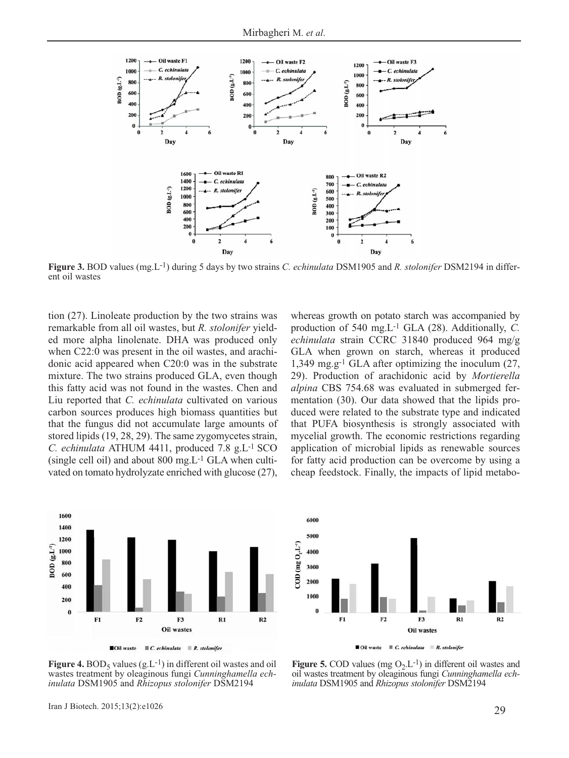**Figure 3.** BOD values (mg.L$^{-1}$) during 5 days by two strains *C. echinulata* DSM1905 and *R. stolonifer* DSM2194 in different oil wastes

tion (27). Linoleate production by the two strains was remarkable from all oil wastes, but *R. stolonifer* yielded more alpha linolenate. DHA was produced only when C22:0 was present in the oil wastes, and arachidonic acid appeared when C20:0 was in the substrate mixture. The two strains produced GLA, even though this fatty acid was not found in the wastes. Chen and Liu reported that *C. echinulata* cultivated on various carbon sources produces high biomass quantities but that the fungus did not accumulate large amounts of stored lipids (19, 28, 29). The same zygomycetes strain, *C. echinulata* ATHUM 4411, produced 7.8 g.L$^{-1}$ SCO (single cell oil) and about 800 mg.L$^{-1}$ GLA when cultivated on tomato hydrolyzate enriched with glucose (27), whereas growth on potato starch was accompanied by production of 540 mg.L$^{-1}$ GLA (28). Additionally, *C. echinulata* strain CCRC 31840 produced 964 mg/g GLA when grown on starch, whereas it produced 1,349 mg.g$^{-1}$ GLA after optimizing the inoculum (27, 29). Production of arachidonic acid by *Mortierella alpina* CBS 754.68 was evaluated in submerged fermentation (30). Our data showed that the lipids produced were related to the substrate type and indicated that PUFA biosynthesis is strongly associated with mycelial growth. The economic restrictions regarding application of microbial lipids as renewable sources for fatty acid production can be overcome by using a cheap feedstock. Finally, the impacts of lipid metabo-

**Figure 4.** BOD$_5$ values (g.L$^{-1}$) in different oil wastes and oil wastes treatment by oleaginous fungi *Cunninghamella echinulata* DSM1905 and *Rhizopus stolonifer* DSM2194

**Figure 5.** COD values (mg $O_2$.L$^{-1}$) in different oil wastes and oil wastes treatment by oleaginous fungi *Cunninghamella echinulata* DSM1905 and *Rhizopus stolonifer* DSM2194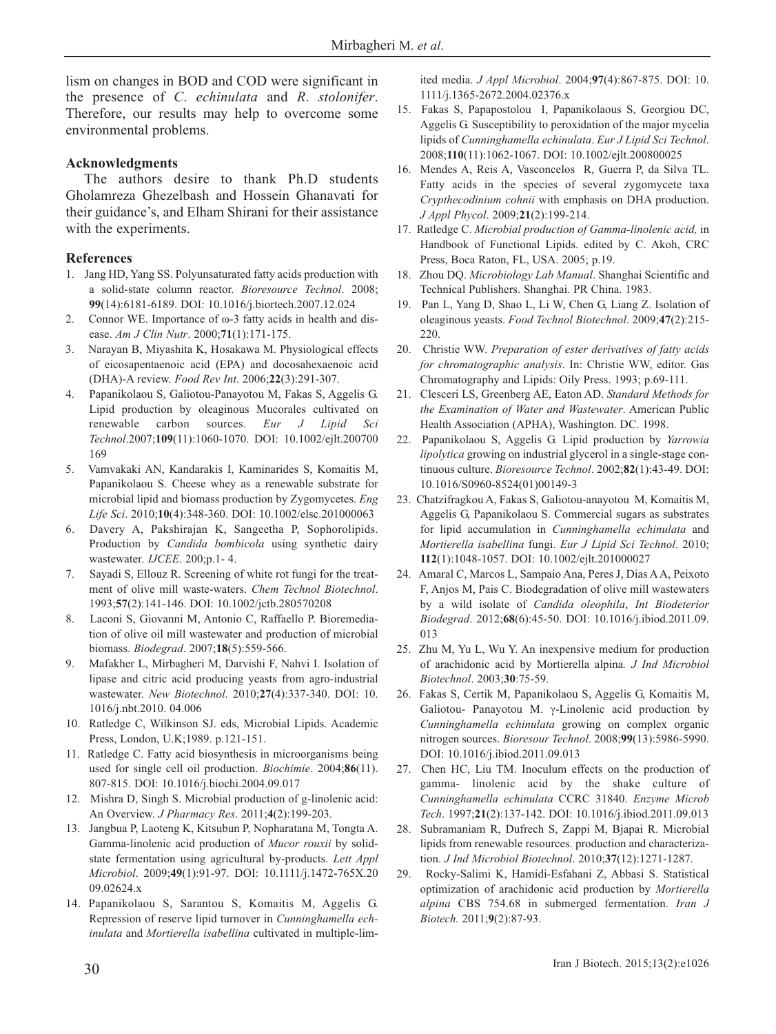lism on changes in BOD and COD were significant in the presence of *C. echinulata* and *R. stolonifer*. Therefore, our results may help to overcome some environmental problems.

### Acknowledgments

The authors desire to thank Ph.D students Gholamreza Ghezelbash and Hossein Ghanavati for their guidance's, and Elham Shirani for their assistance with the experiments.

### References

1. Jang HD, Yang SS. Polyunsaturated fatty acids production with a solid-state column reactor. *Bioresource Technol*. 2008; **99**(14):6181-6189. DOI: 10.1016/j.biortech.2007.12.024
2. Connor WE. Importance of ω-3 fatty acids in health and disease. *Am J Clin Nutr*. 2000;**71**(1):171-175.
3. Narayan B, Miyashita K, Hosakawa M. Physiological effects of eicosapentaenoic acid (EPA) and docosahexaenoic acid (DHA)-A review. *Food Rev Int*. 2006;**22**(3):291-307.
4. Papanikolaou S, Galiotou-Panayotou M, Fakas S, Aggelis G. Lipid production by oleaginous Mucorales cultivated on renewable carbon sources. *Eur J Lipid Sci Technol*.2007;**109**(11):1060-1070. DOI: 10.1002/ejlt.200700169
5. Vamvakaki AN, Kandarakis I, Kaminarides S, Komaitis M, Papanikolaou S. Cheese whey as a renewable substrate for microbial lipid and biomass production by Zygomycetes. *Eng Life Sci*. 2010;**10**(4):348-360. DOI: 10.1002/elsc.201000063
6. Davery A, Pakshirajan K, Sangeetha P, Sophorolipids. Production by *Candida bombicola* using synthetic dairy wastewater. *IJCEE*. 200;p.1- 4.
7. Sayadi S, Ellouz R. Screening of white rot fungi for the treatment of olive mill waste-waters. *Chem Technol Biotechnol*. 1993;**57**(2):141-146. DOI: 10.1002/jctb.280570208
8. Laconi S, Giovanni M, Antonio C, Raffaello P. Bioremediation of olive oil mill wastewater and production of microbial biomass. *Biodegrad*. 2007;**18**(5):559-566.
9. Mafakher L, Mirbagheri M, Darvishi F, Nahvi I. Isolation of lipase and citric acid producing yeasts from agro-industrial wastewater. *New Biotechnol*. 2010;**27**(4):337-340. DOI: 10.1016/j.nbt.2010. 04.006
10. Ratledge C, Wilkinson SJ. eds, Microbial Lipids. Academic Press, London, U.K;1989. p.121-151.
11. Ratledge C. Fatty acid biosynthesis in microorganisms being used for single cell oil production. *Biochimie*. 2004;**86**(11). 807-815. DOI: 10.1016/j.biochi.2004.09.017
12. Mishra D, Singh S. Microbial production of g-linolenic acid: An Overview. *J Pharmacy Res*. 2011;**4**(2):199-203.
13. Jangbua P, Laoteng K, Kitsubun P, Nopharatana M, Tongta A. Gamma-linolenic acid production of *Mucor rouxii* by solid-state fermentation using agricultural by-products. *Lett Appl Microbiol*. 2009;**49**(1):91-97. DOI: 10.1111/j.1472-765X.2009.02624.x
14. Papanikolaou S, Sarantou S, Komaitis M, Aggelis G. Repression of reserve lipid turnover in *Cunninghamella echinulata* and *Mortierella isabellina* cultivated in multiple-limited media. *J Appl Microbiol*. 2004;**97**(4):867-875. DOI: 10.1111/j.1365-2672.2004.02376.x
15. Fakas S, Papapostolou I, Papanikolaous S, Georgiou DC, Aggelis G. Susceptibility to peroxidation of the major mycelia lipids of *Cunninghamella echinulata*. *Eur J Lipid Sci Technol*. 2008;**110**(11):1062-1067. DOI: 10.1002/ejlt.200800025
16. Mendes A, Reis A, Vasconcelos R, Guerra P, da Silva TL. Fatty acids in the species of several zygomycete taxa *Crypthecodinium cohnii* with emphasis on DHA production. *J Appl Phycol*. 2009;**21**(2):199-214.
17. Ratledge C. *Microbial production of Gamma-linolenic acid,* in Handbook of Functional Lipids. edited by C. Akoh, CRC Press, Boca Raton, FL, USA. 2005; p.19.
18. Zhou DQ. *Microbiology Lab Manual*. Shanghai Scientific and Technical Publishers. Shanghai. PR China. 1983.
19. Pan L, Yang D, Shao L, Li W, Chen G, Liang Z. Isolation of oleaginous yeasts. *Food Technol Biotechnol*. 2009;**47**(2):215-220.
20. Christie WW. *Preparation of ester derivatives of fatty acids for chromatographic analysis*. In: Christie WW, editor. Gas Chromatography and Lipids: Oily Press. 1993; p.69-111.
21. Clesceri LS, Greenberg AE, Eaton AD. *Standard Methods for the Examination of Water and Wastewater*. American Public Health Association (APHA), Washington. DC. 1998.
22. Papanikolaou S, Aggelis G. Lipid production by *Yarrowia lipolytica* growing on industrial glycerol in a single-stage continuous culture. *Bioresour Technol*. 2002;**82**(1):43-49. DOI: 10.1016/S0960-8524(01)00149-3
23. Chatzifragkou A, Fakas S, Galiotou-anayotou M, Komaitis M, Aggelis G, Papanikolaou S. Commercial sugars as substrates for lipid accumulation in *Cunninghamella echinulata* and *Mortierella isabellina* fungi. *Eur J Lipid Sci Technol*. 2010; **112**(1):1048-1057. DOI: 10.1002/ejlt.201000027
24. Amaral C, Marcos L, Sampaio Ana, Peres J, Dias A A, Peixoto F, Anjos M, Pais C. Biodegradation of olive mill wastewaters by a wild isolate of *Candida oleophila*, *Int Biodeterior Biodegrad*. 2012;**68**(6):45-50. DOI: 10.1016/j.ibiod.2011.09.013
25. Zhu M, Yu L, Wu Y. An inexpensive medium for production of arachidonic acid by Mortierella alpina*. J Ind Microbiol Biotechnol*. 2003;**30**:75-59.
26. Fakas S, Certik M, Papanikolaou S, Aggelis G, Komaitis M, Galiotou- Panayotou M. γ-Linolenic acid production by *Cunninghamella echinulata* growing on complex organic nitrogen sources. *Bioresour Technol*. 2008;**99**(13):5986-5990. DOI: 10.1016/j.ibiod.2011.09.013
27. Chen HC, Liu TM. Inoculum effects on the production of gamma- linolenic acid by the shake culture of *Cunninghamella echinulata* CCRC 31840. *Enzyme Microb Tech*. 1997;**21**(2):137-142. DOI: 10.1016/j.ibiod.2011.09.013
28. Subramaniam R, Dufrech S, Zappi M, Bjapai R. Microbial lipids from renewable resources. production and characterization. *J Ind Microbiol Biotechnol*. 2010;**37**(12):1271-1287.
29. Rocky-Salimi K, Hamidi-Esfahani Z, Abbasi S. Statistical optimization of arachidonic acid production by *Mortierella alpina* CBS 754.68 in submerged fermentation. *Iran J Biotech.* 2011;**9**(2):87-93.